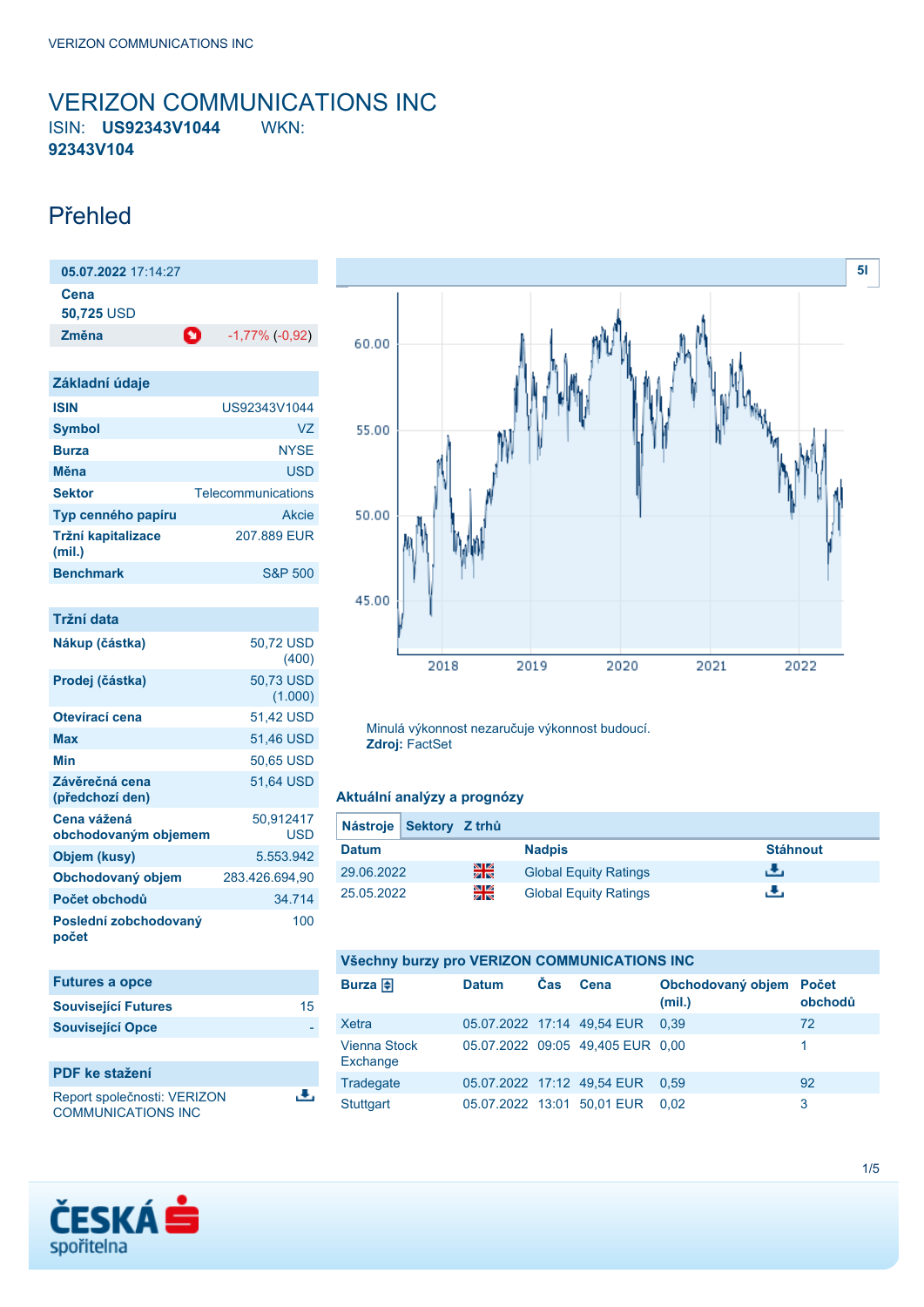# VERIZON COMMUNICATIONS INC

ISIN: **US92343V1044** WKN: **92343V104**

## Přehled

**05.07.2022** 17:14:27

| | |
|---|---|
| **Cena** | |
| **50,725** USD | |
| **Změna** | -1,77% (-0,92) |

### Základní údaje

| | |
|---|---|
| **ISIN** | US92343V1044 |
| **Symbol** | VZ |
| **Burza** | NYSE |
| **Měna** | USD |
| **Sektor** | Telecommunications |
| **Typ cenného papíru** | Akcie |
| **Tržní kapitalizace (mil.)** | 207.889 EUR |
| **Benchmark** | S&P 500 |

### Tržní data

| | |
|---|---|
| **Nákup (částka)** | 50,72 USD (400) |
| **Prodej (částka)** | 50,73 USD (1.000) |
| **Otevírací cena** | 51,42 USD |
| **Max** | 51,46 USD |
| **Min** | 50,65 USD |
| **Závěrečná cena (předchozí den)** | 51,64 USD |
| **Cena vážená obchodovaným objemem** | 50,912417 USD |
| **Objem (kusy)** | 5.553.942 |
| **Obchodovaný objem** | 283.426.694,90 |
| **Počet obchodů** | 34.714 |
| **Poslední zobchodovaný počet** | 100 |

### Futures a opce

| | |
|---|---|
| **Související Futures** | 15 |
| **Související Opce** | - |

### PDF ke stažení

Report společnosti: VERIZON COMMUNICATIONS INC

Minulá výkonnost nezaručuje výkonnost budoucí.
**Zdroj:** FactSet

### Aktuální analýzy a prognózy

**Nástroje** | **Sektory** | **Z trhů**

| Datum | | Nadpis | Stáhnout |
|---|---|---|---|
| 29.06.2022 | | Global Equity Ratings | |
| 25.05.2022 | | Global Equity Ratings | |

### Všechny burzy pro VERIZON COMMUNICATIONS INC

| Burza | Datum | Čas | Cena | Obchodovaný objem (mil.) | Počet obchodů |
|---|---|---|---|---|---|
| Xetra | 05.07.2022 | 17:14 | 49,54 EUR | 0,39 | 72 |
| Vienna Stock Exchange | 05.07.2022 | 09:05 | 49,405 EUR | 0,00 | 1 |
| Tradegate | 05.07.2022 | 17:12 | 49,54 EUR | 0,59 | 92 |
| Stuttgart | 05.07.2022 | 13:01 | 50,01 EUR | 0,02 | 3 |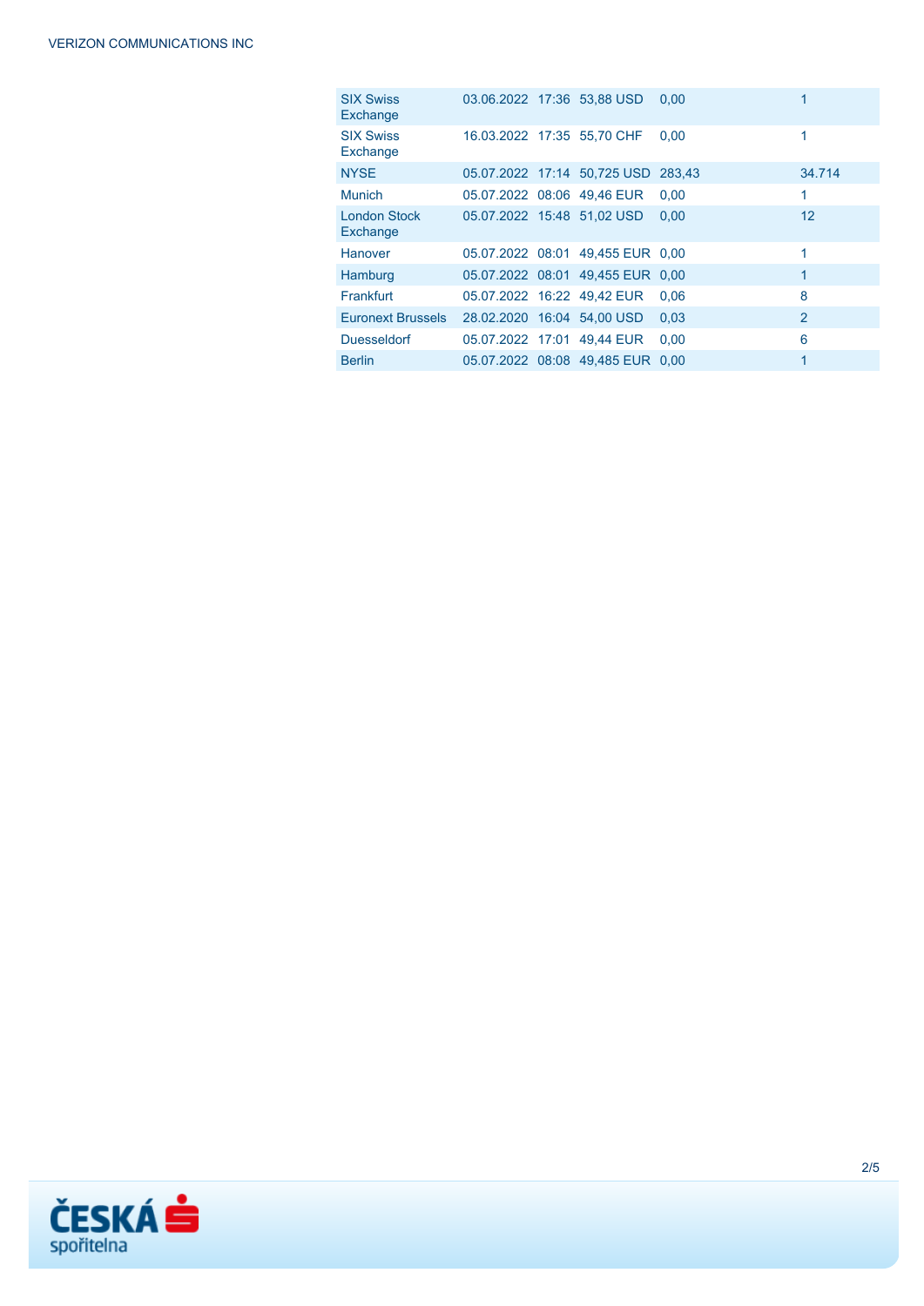| | | | | | |
|---|---|---|---|---|---|
| SIX Swiss Exchange | 03.06.2022 | 17:36 | 53,88 USD | 0,00 | 1 |
| SIX Swiss Exchange | 16.03.2022 | 17:35 | 55,70 CHF | 0,00 | 1 |
| NYSE | 05.07.2022 | 17:14 | 50,725 USD | 283,43 | 34.714 |
| Munich | 05.07.2022 | 08:06 | 49,46 EUR | 0,00 | 1 |
| London Stock Exchange | 05.07.2022 | 15:48 | 51,02 USD | 0,00 | 12 |
| Hanover | 05.07.2022 | 08:01 | 49,455 EUR | 0,00 | 1 |
| Hamburg | 05.07.2022 | 08:01 | 49,455 EUR | 0,00 | 1 |
| Frankfurt | 05.07.2022 | 16:22 | 49,42 EUR | 0,06 | 8 |
| Euronext Brussels | 28.02.2020 | 16:04 | 54,00 USD | 0,03 | 2 |
| Duesseldorf | 05.07.2022 | 17:01 | 49,44 EUR | 0,00 | 6 |
| Berlin | 05.07.2022 | 08:08 | 49,485 EUR | 0,00 | 1 |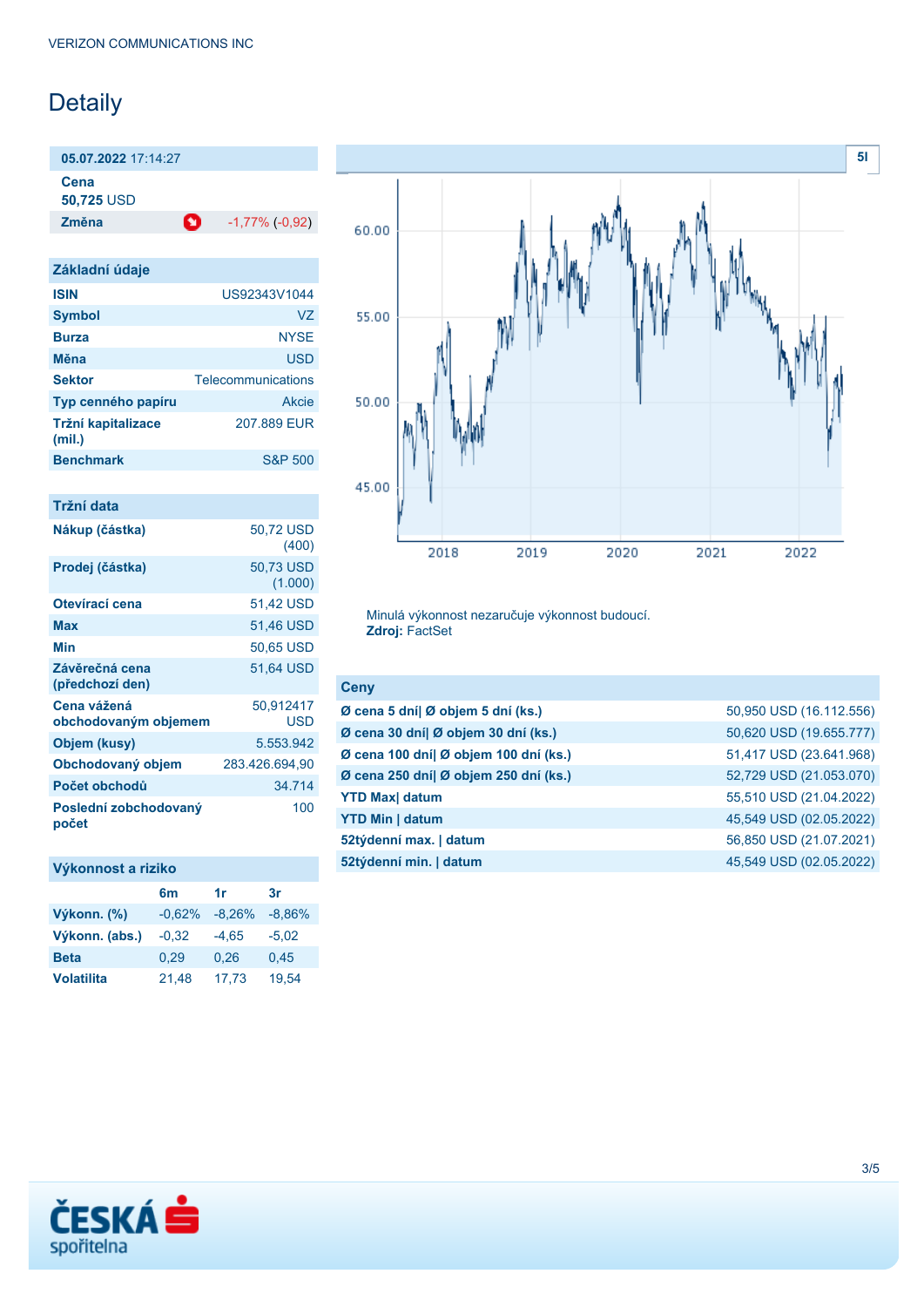# Detaily

| **05.07.2022** 17:14:27 | |
|---|---|
| **Cena** | |
| **50,725 USD** | |
| **Změna** | -1,77% (-0,92) |

| Základní údaje | |
|---|---|
| **ISIN** | US92343V1044 |
| **Symbol** | VZ |
| **Burza** | NYSE |
| **Měna** | USD |
| **Sektor** | Telecommunications |
| **Typ cenného papíru** | Akcie |
| **Tržní kapitalizace (mil.)** | 207.889 EUR |
| **Benchmark** | S&P 500 |

| Tržní data | |
|---|---|
| **Nákup (částka)** | 50,72 USD (400) |
| **Prodej (částka)** | 50,73 USD (1.000) |
| **Otevírací cena** | 51,42 USD |
| **Max** | 51,46 USD |
| **Min** | 50,65 USD |
| **Závěrečná cena (předchozí den)** | 51,64 USD |
| **Cena vážená obchodovaným objemem** | 50,912417 USD |
| **Objem (kusy)** | 5.553.942 |
| **Obchodovaný objem** | 283.426.694,90 |
| **Počet obchodů** | 34.714 |
| **Poslední zobchodovaný počet** | 100 |

| Výkonnost a riziko | 6m | 1r | 3r |
|---|---|---|---|
| **Výkonn. (%)** | -0,62% | -8,26% | -8,86% |
| **Výkonn. (abs.)** | -0,32 | -4,65 | -5,02 |
| **Beta** | 0,29 | 0,26 | 0,45 |
| **Volatilita** | 21,48 | 17,73 | 19,54 |

Minulá výkonnost nezaručuje výkonnost budoucí.
**Zdroj:** FactSet

| Ceny | |
|---|---|
| **Ø cena 5 dní\| Ø objem 5 dní (ks.)** | 50,950 USD (16.112.556) |
| **Ø cena 30 dní\| Ø objem 30 dní (ks.)** | 50,620 USD (19.655.777) |
| **Ø cena 100 dní\| Ø objem 100 dní (ks.)** | 51,417 USD (23.641.968) |
| **Ø cena 250 dní\| Ø objem 250 dní (ks.)** | 52,729 USD (21.053.070) |
| **YTD Max\| datum** | 55,510 USD (21.04.2022) |
| **YTD Min \| datum** | 45,549 USD (02.05.2022) |
| **52týdenní max. \| datum** | 56,850 USD (21.07.2021) |
| **52týdenní min. \| datum** | 45,549 USD (02.05.2022) |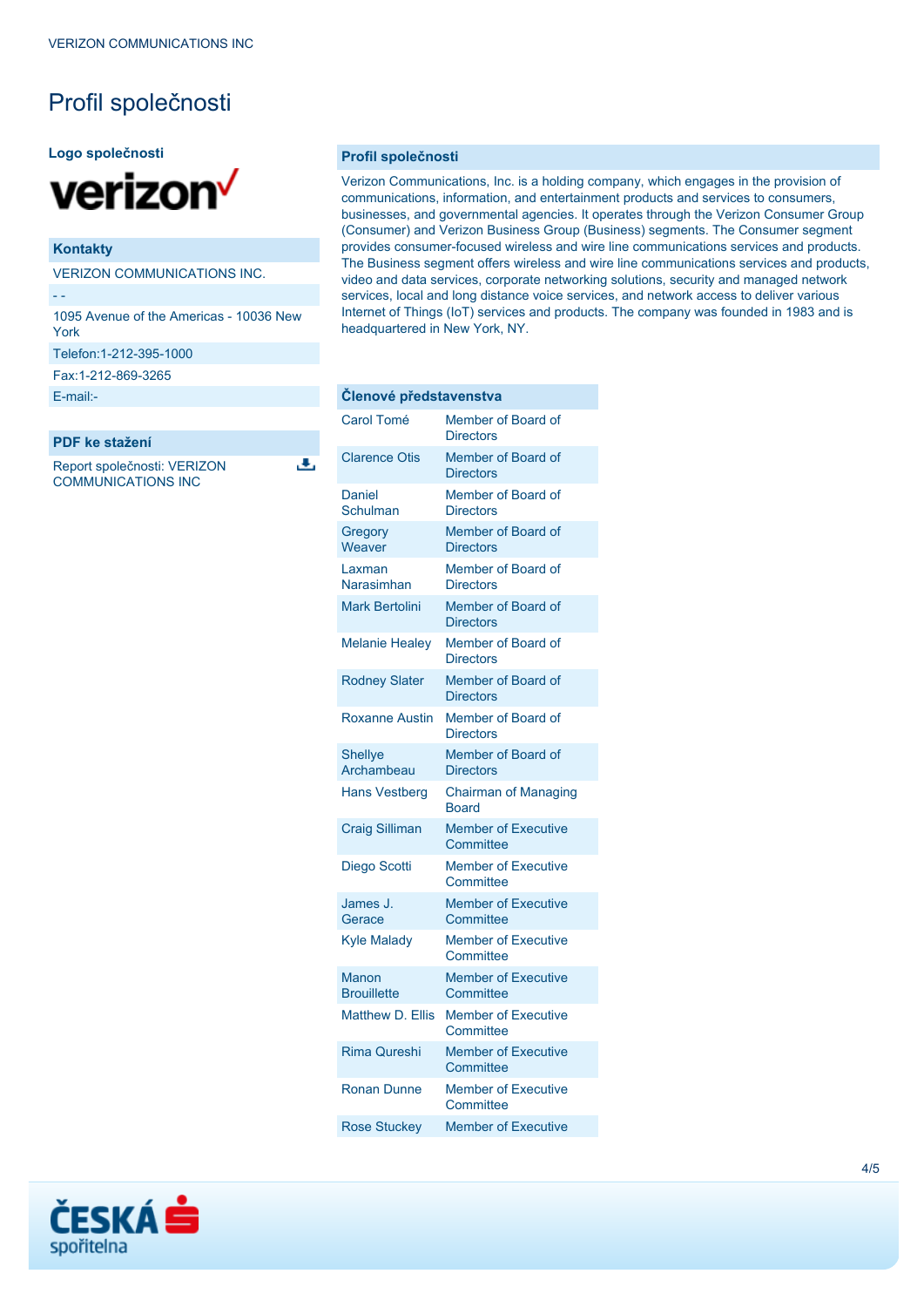# Profil společnosti

**Logo společnosti**

verizon

### Kontakty

VERIZON COMMUNICATIONS INC.

- -

1095 Avenue of the Americas - 10036 New York

Telefon:1-212-395-1000

Fax:1-212-869-3265

E-mail:-

### PDF ke stažení

Report společnosti: VERIZON COMMUNICATIONS INC

### Profil společnosti

Verizon Communications, Inc. is a holding company, which engages in the provision of communications, information, and entertainment products and services to consumers, businesses, and governmental agencies. It operates through the Verizon Consumer Group (Consumer) and Verizon Business Group (Business) segments. The Consumer segment provides consumer-focused wireless and wire line communications services and products. The Business segment offers wireless and wire line communications services and products, video and data services, corporate networking solutions, security and managed network services, local and long distance voice services, and network access to deliver various Internet of Things (IoT) services and products. The company was founded in 1983 and is headquartered in New York, NY.

### Členové představenstva

| Jméno | Funkce |
|---|---|
| Carol Tomé | Member of Board of Directors |
| Clarence Otis | Member of Board of Directors |
| Daniel Schulman | Member of Board of Directors |
| Gregory Weaver | Member of Board of Directors |
| Laxman Narasimhan | Member of Board of Directors |
| Mark Bertolini | Member of Board of Directors |
| Melanie Healey | Member of Board of Directors |
| Rodney Slater | Member of Board of Directors |
| Roxanne Austin | Member of Board of Directors |
| Shellye Archambeau | Member of Board of Directors |
| Hans Vestberg | Chairman of Managing Board |
| Craig Silliman | Member of Executive Committee |
| Diego Scotti | Member of Executive Committee |
| James J. Gerace | Member of Executive Committee |
| Kyle Malady | Member of Executive Committee |
| Manon Brouillette | Member of Executive Committee |
| Matthew D. Ellis | Member of Executive Committee |
| Rima Qureshi | Member of Executive Committee |
| Ronan Dunne | Member of Executive Committee |
| Rose Stuckey | Member of Executive |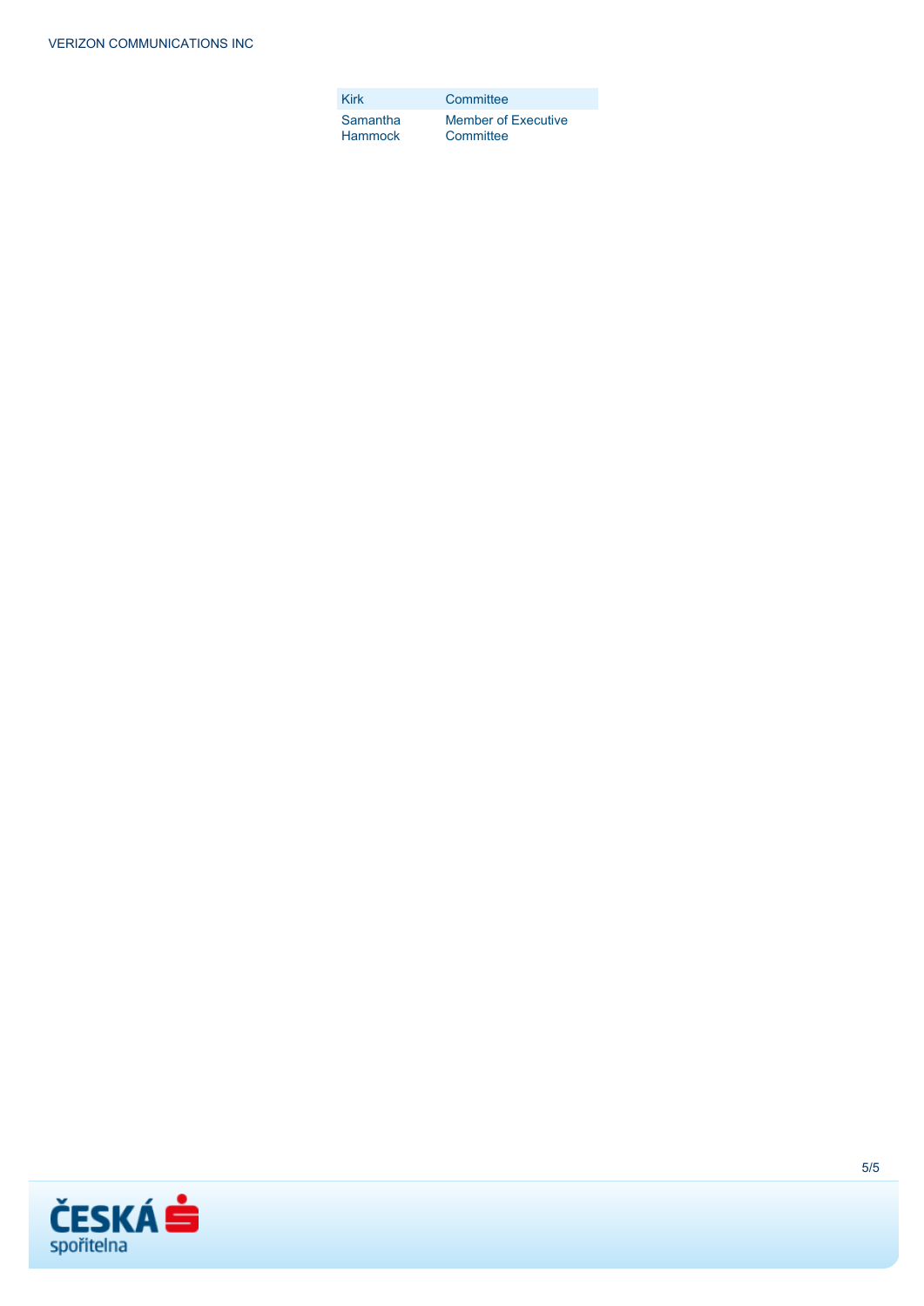| | |
|---|---|
| Kirk | Committee |
| Samantha Hammock | Member of Executive Committee |